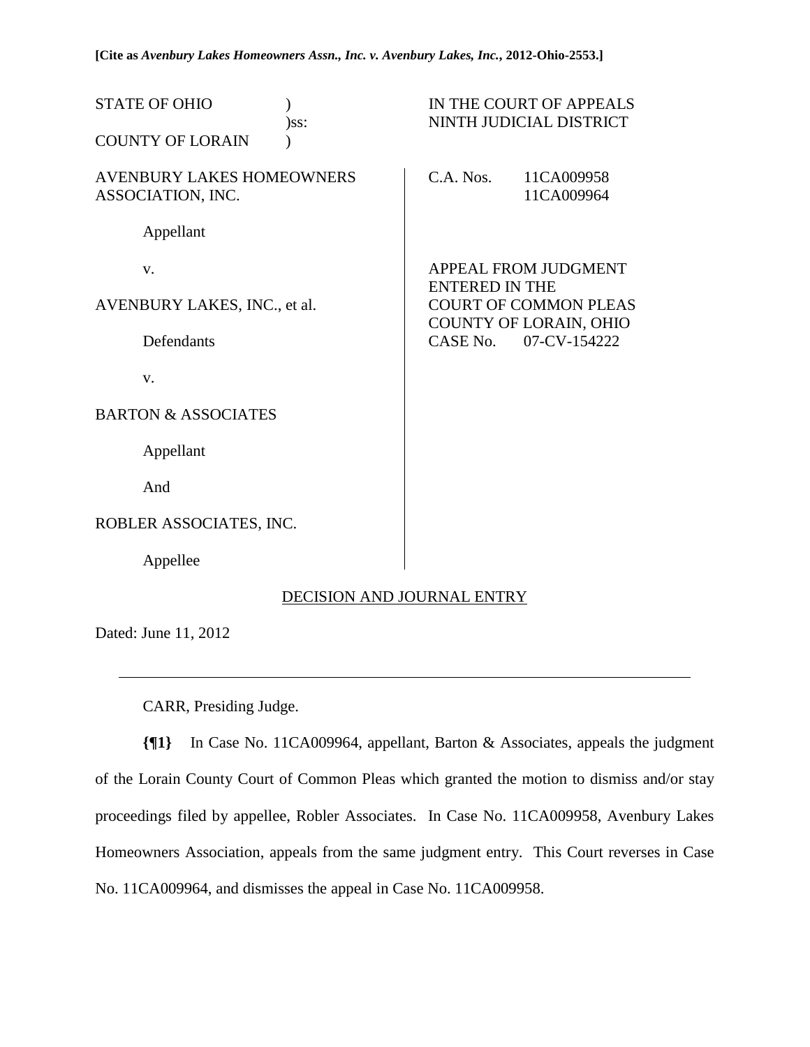**[Cite as *Avenbury Lakes Homeowners Assn., Inc. v. Avenbury Lakes, Inc.*, 2012-Ohio-2553.]**

| | | |
|---|---|---|
| STATE OF OHIO | ) | IN THE COURT OF APPEALS |
| | )ss: | NINTH JUDICIAL DISTRICT |
| COUNTY OF LORAIN | ) | |

| | |
|---|---|
| AVENBURY LAKES HOMEOWNERS ASSOCIATION, INC. | C.A. Nos. 11CA009958 |
| | 11CA009964 |
| Appellant | |
| v. | APPEAL FROM JUDGMENT ENTERED IN THE COURT OF COMMON PLEAS COUNTY OF LORAIN, OHIO CASE No. 07-CV-154222 |
| AVENBURY LAKES, INC., et al. | |
| Defendants | |
| v. | |
| BARTON & ASSOCIATES | |
| Appellant | |
| And | |
| ROBLER ASSOCIATES, INC. | |
| Appellee | |

DECISION AND JOURNAL ENTRY

Dated: June 11, 2012

---

CARR, Presiding Judge.

**{¶1}** In Case No. 11CA009964, appellant, Barton & Associates, appeals the judgment of the Lorain County Court of Common Pleas which granted the motion to dismiss and/or stay proceedings filed by appellee, Robler Associates. In Case No. 11CA009958, Avenbury Lakes Homeowners Association, appeals from the same judgment entry. This Court reverses in Case No. 11CA009964, and dismisses the appeal in Case No. 11CA009958.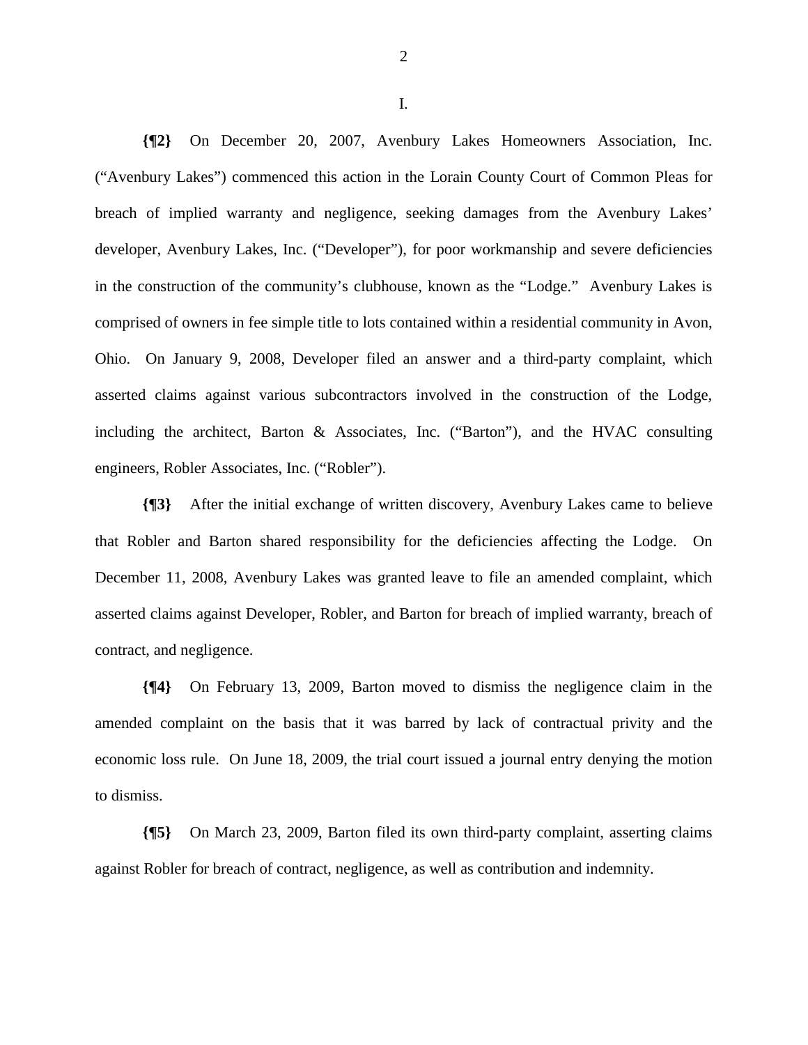I.

**{¶2}** On December 20, 2007, Avenbury Lakes Homeowners Association, Inc. ("Avenbury Lakes") commenced this action in the Lorain County Court of Common Pleas for breach of implied warranty and negligence, seeking damages from the Avenbury Lakes' developer, Avenbury Lakes, Inc. ("Developer"), for poor workmanship and severe deficiencies in the construction of the community's clubhouse, known as the "Lodge." Avenbury Lakes is comprised of owners in fee simple title to lots contained within a residential community in Avon, Ohio. On January 9, 2008, Developer filed an answer and a third-party complaint, which asserted claims against various subcontractors involved in the construction of the Lodge, including the architect, Barton & Associates, Inc. ("Barton"), and the HVAC consulting engineers, Robler Associates, Inc. ("Robler").

**{¶3}** After the initial exchange of written discovery, Avenbury Lakes came to believe that Robler and Barton shared responsibility for the deficiencies affecting the Lodge. On December 11, 2008, Avenbury Lakes was granted leave to file an amended complaint, which asserted claims against Developer, Robler, and Barton for breach of implied warranty, breach of contract, and negligence.

**{¶4}** On February 13, 2009, Barton moved to dismiss the negligence claim in the amended complaint on the basis that it was barred by lack of contractual privity and the economic loss rule. On June 18, 2009, the trial court issued a journal entry denying the motion to dismiss.

**{¶5}** On March 23, 2009, Barton filed its own third-party complaint, asserting claims against Robler for breach of contract, negligence, as well as contribution and indemnity.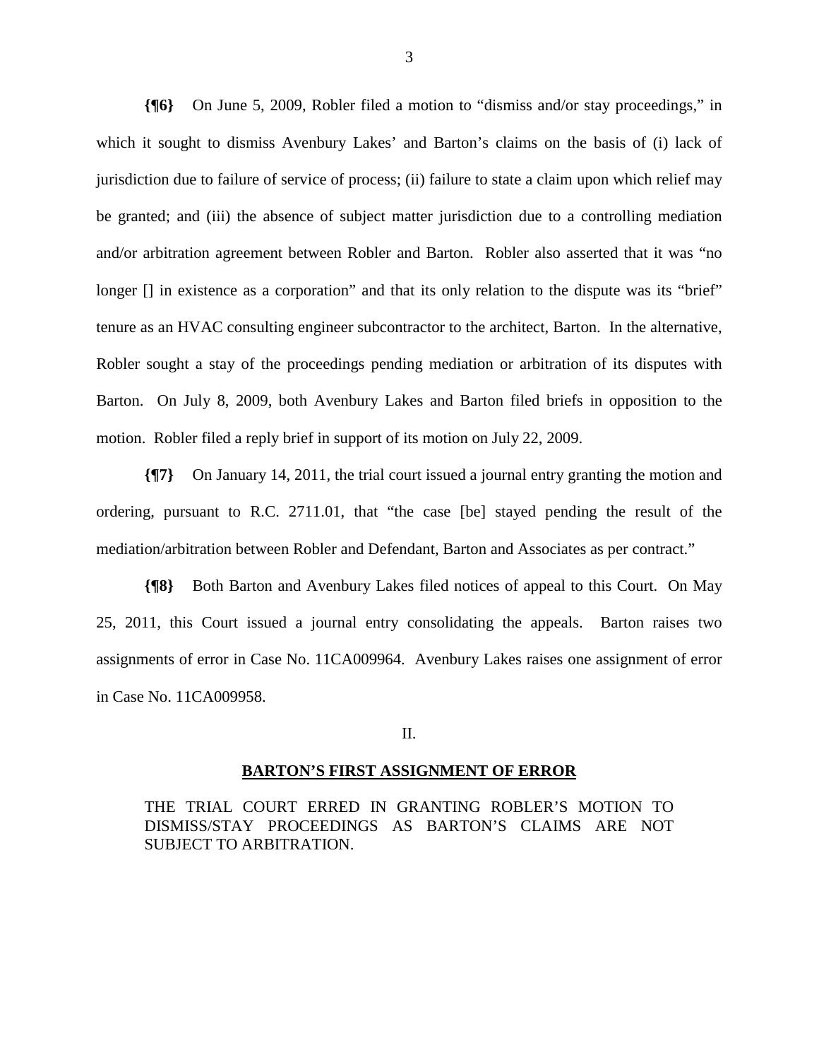**{¶6}** On June 5, 2009, Robler filed a motion to "dismiss and/or stay proceedings," in which it sought to dismiss Avenbury Lakes' and Barton's claims on the basis of (i) lack of jurisdiction due to failure of service of process; (ii) failure to state a claim upon which relief may be granted; and (iii) the absence of subject matter jurisdiction due to a controlling mediation and/or arbitration agreement between Robler and Barton. Robler also asserted that it was "no longer [] in existence as a corporation" and that its only relation to the dispute was its "brief" tenure as an HVAC consulting engineer subcontractor to the architect, Barton. In the alternative, Robler sought a stay of the proceedings pending mediation or arbitration of its disputes with Barton. On July 8, 2009, both Avenbury Lakes and Barton filed briefs in opposition to the motion. Robler filed a reply brief in support of its motion on July 22, 2009.

**{¶7}** On January 14, 2011, the trial court issued a journal entry granting the motion and ordering, pursuant to R.C. 2711.01, that "the case [be] stayed pending the result of the mediation/arbitration between Robler and Defendant, Barton and Associates as per contract."

**{¶8}** Both Barton and Avenbury Lakes filed notices of appeal to this Court. On May 25, 2011, this Court issued a journal entry consolidating the appeals. Barton raises two assignments of error in Case No. 11CA009964. Avenbury Lakes raises one assignment of error in Case No. 11CA009958.

II.

**BARTON'S FIRST ASSIGNMENT OF ERROR**

THE TRIAL COURT ERRED IN GRANTING ROBLER'S MOTION TO DISMISS/STAY PROCEEDINGS AS BARTON'S CLAIMS ARE NOT SUBJECT TO ARBITRATION.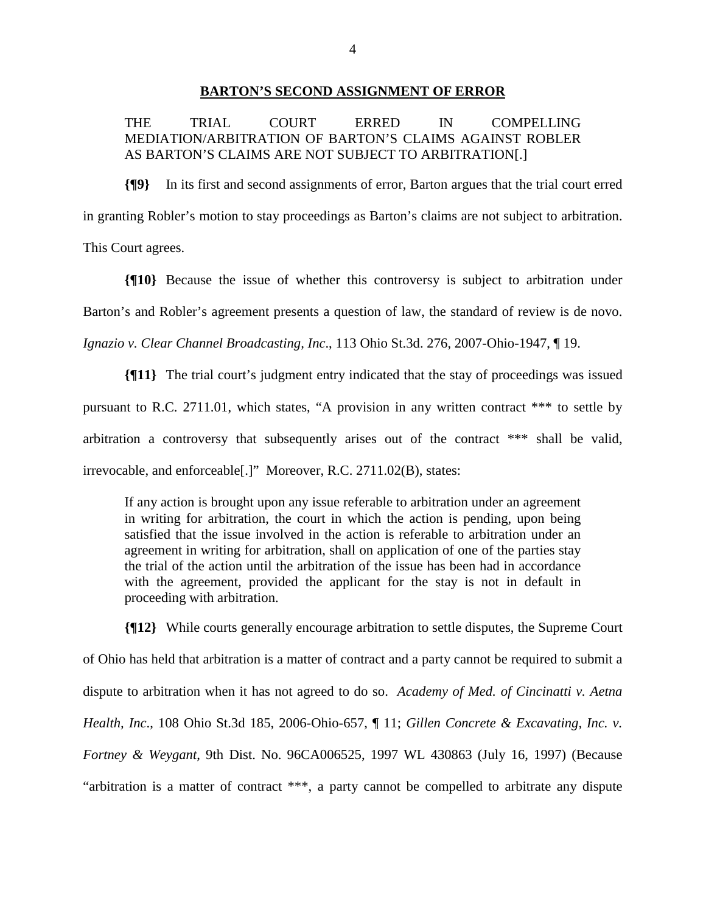**BARTON'S SECOND ASSIGNMENT OF ERROR**

THE TRIAL COURT ERRED IN COMPELLING MEDIATION/ARBITRATION OF BARTON'S CLAIMS AGAINST ROBLER AS BARTON'S CLAIMS ARE NOT SUBJECT TO ARBITRATION[.]

**{¶9}** In its first and second assignments of error, Barton argues that the trial court erred in granting Robler's motion to stay proceedings as Barton's claims are not subject to arbitration. This Court agrees.

**{¶10}** Because the issue of whether this controversy is subject to arbitration under Barton's and Robler's agreement presents a question of law, the standard of review is de novo. *Ignazio v. Clear Channel Broadcasting, Inc*., 113 Ohio St.3d. 276, 2007-Ohio-1947, ¶ 19.

**{¶11}** The trial court's judgment entry indicated that the stay of proceedings was issued pursuant to R.C. 2711.01, which states, "A provision in any written contract *** to settle by arbitration a controversy that subsequently arises out of the contract *** shall be valid, irrevocable, and enforceable[.]" Moreover, R.C. 2711.02(B), states:

> If any action is brought upon any issue referable to arbitration under an agreement in writing for arbitration, the court in which the action is pending, upon being satisfied that the issue involved in the action is referable to arbitration under an agreement in writing for arbitration, shall on application of one of the parties stay the trial of the action until the arbitration of the issue has been had in accordance with the agreement, provided the applicant for the stay is not in default in proceeding with arbitration.

**{¶12}** While courts generally encourage arbitration to settle disputes, the Supreme Court of Ohio has held that arbitration is a matter of contract and a party cannot be required to submit a dispute to arbitration when it has not agreed to do so. *Academy of Med. of Cincinatti v. Aetna Health, Inc*., 108 Ohio St.3d 185, 2006-Ohio-657, ¶ 11; *Gillen Concrete & Excavating, Inc. v. Fortney & Weygant*, 9th Dist. No. 96CA006525, 1997 WL 430863 (July 16, 1997) (Because "arbitration is a matter of contract ***, a party cannot be compelled to arbitrate any dispute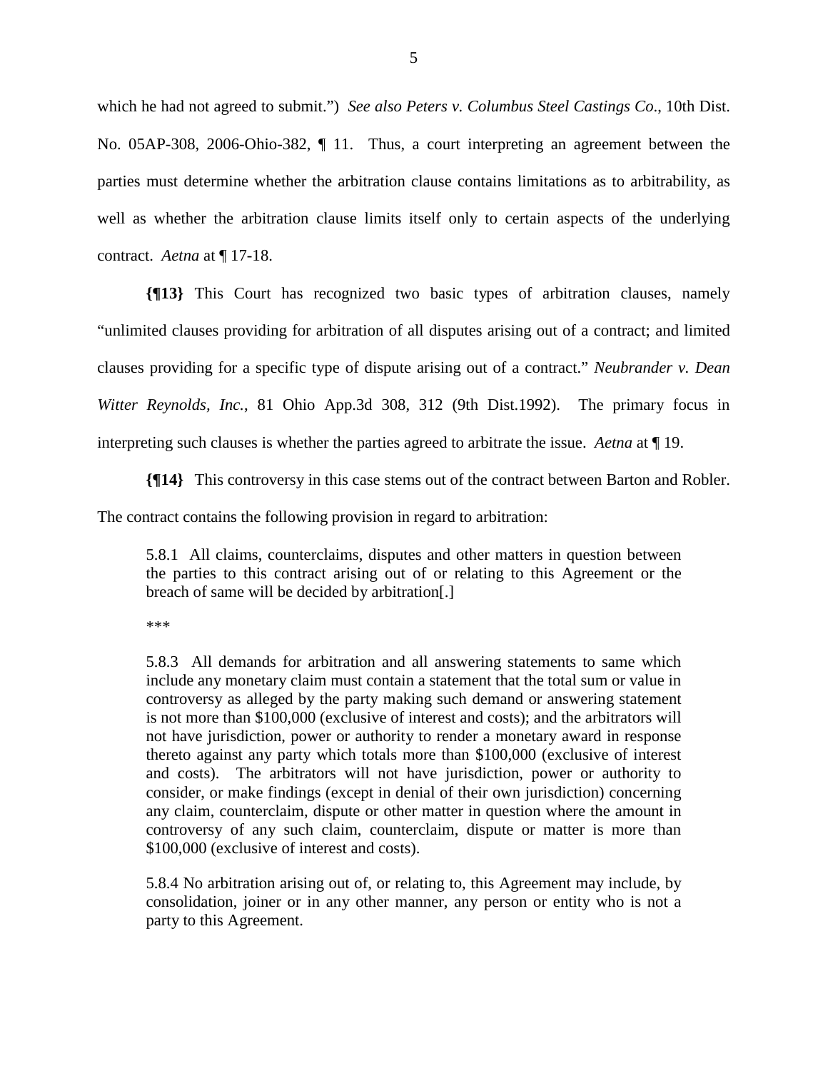which he had not agreed to submit.") *See also Peters v. Columbus Steel Castings Co*., 10th Dist. No. 05AP-308, 2006-Ohio-382, ¶ 11. Thus, a court interpreting an agreement between the parties must determine whether the arbitration clause contains limitations as to arbitrability, as well as whether the arbitration clause limits itself only to certain aspects of the underlying contract. *Aetna* at ¶ 17-18.

**{¶13}** This Court has recognized two basic types of arbitration clauses, namely "unlimited clauses providing for arbitration of all disputes arising out of a contract; and limited clauses providing for a specific type of dispute arising out of a contract." *Neubrander v. Dean Witter Reynolds, Inc.*, 81 Ohio App.3d 308, 312 (9th Dist.1992). The primary focus in interpreting such clauses is whether the parties agreed to arbitrate the issue. *Aetna* at ¶ 19.

**{¶14}** This controversy in this case stems out of the contract between Barton and Robler. The contract contains the following provision in regard to arbitration:

> 5.8.1 All claims, counterclaims, disputes and other matters in question between the parties to this contract arising out of or relating to this Agreement or the breach of same will be decided by arbitration[.]
>
> ***
>
> 5.8.3 All demands for arbitration and all answering statements to same which include any monetary claim must contain a statement that the total sum or value in controversy as alleged by the party making such demand or answering statement is not more than $100,000 (exclusive of interest and costs); and the arbitrators will not have jurisdiction, power or authority to render a monetary award in response thereto against any party which totals more than $100,000 (exclusive of interest and costs). The arbitrators will not have jurisdiction, power or authority to consider, or make findings (except in denial of their own jurisdiction) concerning any claim, counterclaim, dispute or other matter in question where the amount in controversy of any such claim, counterclaim, dispute or matter is more than $100,000 (exclusive of interest and costs).
>
> 5.8.4 No arbitration arising out of, or relating to, this Agreement may include, by consolidation, joiner or in any other manner, any person or entity who is not a party to this Agreement.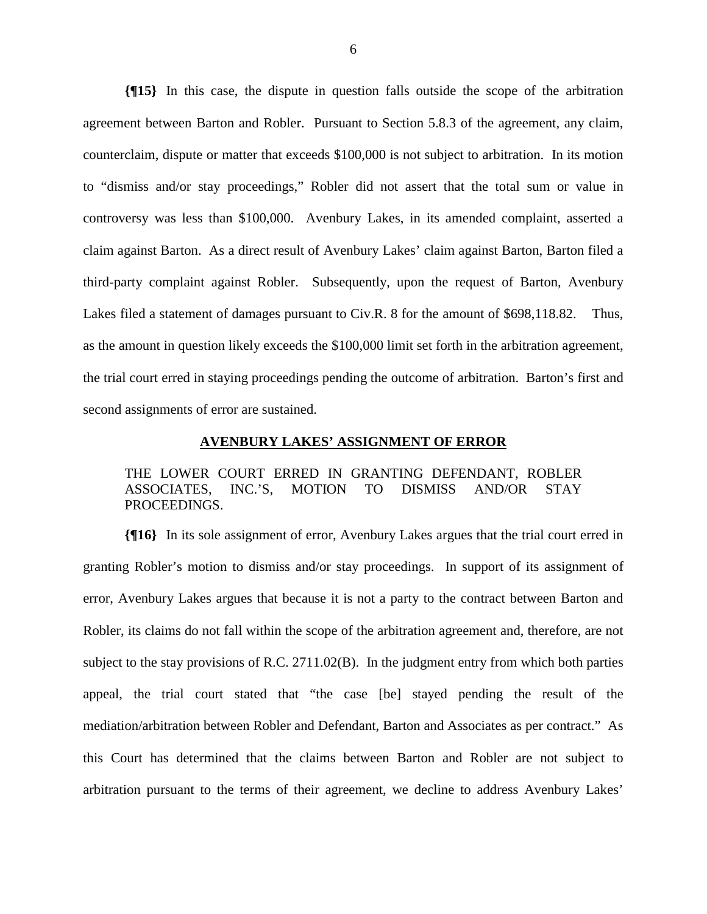**{¶15}** In this case, the dispute in question falls outside the scope of the arbitration agreement between Barton and Robler. Pursuant to Section 5.8.3 of the agreement, any claim, counterclaim, dispute or matter that exceeds $100,000 is not subject to arbitration. In its motion to "dismiss and/or stay proceedings," Robler did not assert that the total sum or value in controversy was less than $100,000. Avenbury Lakes, in its amended complaint, asserted a claim against Barton. As a direct result of Avenbury Lakes' claim against Barton, Barton filed a third-party complaint against Robler. Subsequently, upon the request of Barton, Avenbury Lakes filed a statement of damages pursuant to Civ.R. 8 for the amount of $698,118.82. Thus, as the amount in question likely exceeds the $100,000 limit set forth in the arbitration agreement, the trial court erred in staying proceedings pending the outcome of arbitration. Barton's first and second assignments of error are sustained.

## AVENBURY LAKES' ASSIGNMENT OF ERROR

THE LOWER COURT ERRED IN GRANTING DEFENDANT, ROBLER ASSOCIATES, INC.'S, MOTION TO DISMISS AND/OR STAY PROCEEDINGS.

**{¶16}** In its sole assignment of error, Avenbury Lakes argues that the trial court erred in granting Robler's motion to dismiss and/or stay proceedings. In support of its assignment of error, Avenbury Lakes argues that because it is not a party to the contract between Barton and Robler, its claims do not fall within the scope of the arbitration agreement and, therefore, are not subject to the stay provisions of R.C. 2711.02(B). In the judgment entry from which both parties appeal, the trial court stated that "the case [be] stayed pending the result of the mediation/arbitration between Robler and Defendant, Barton and Associates as per contract." As this Court has determined that the claims between Barton and Robler are not subject to arbitration pursuant to the terms of their agreement, we decline to address Avenbury Lakes'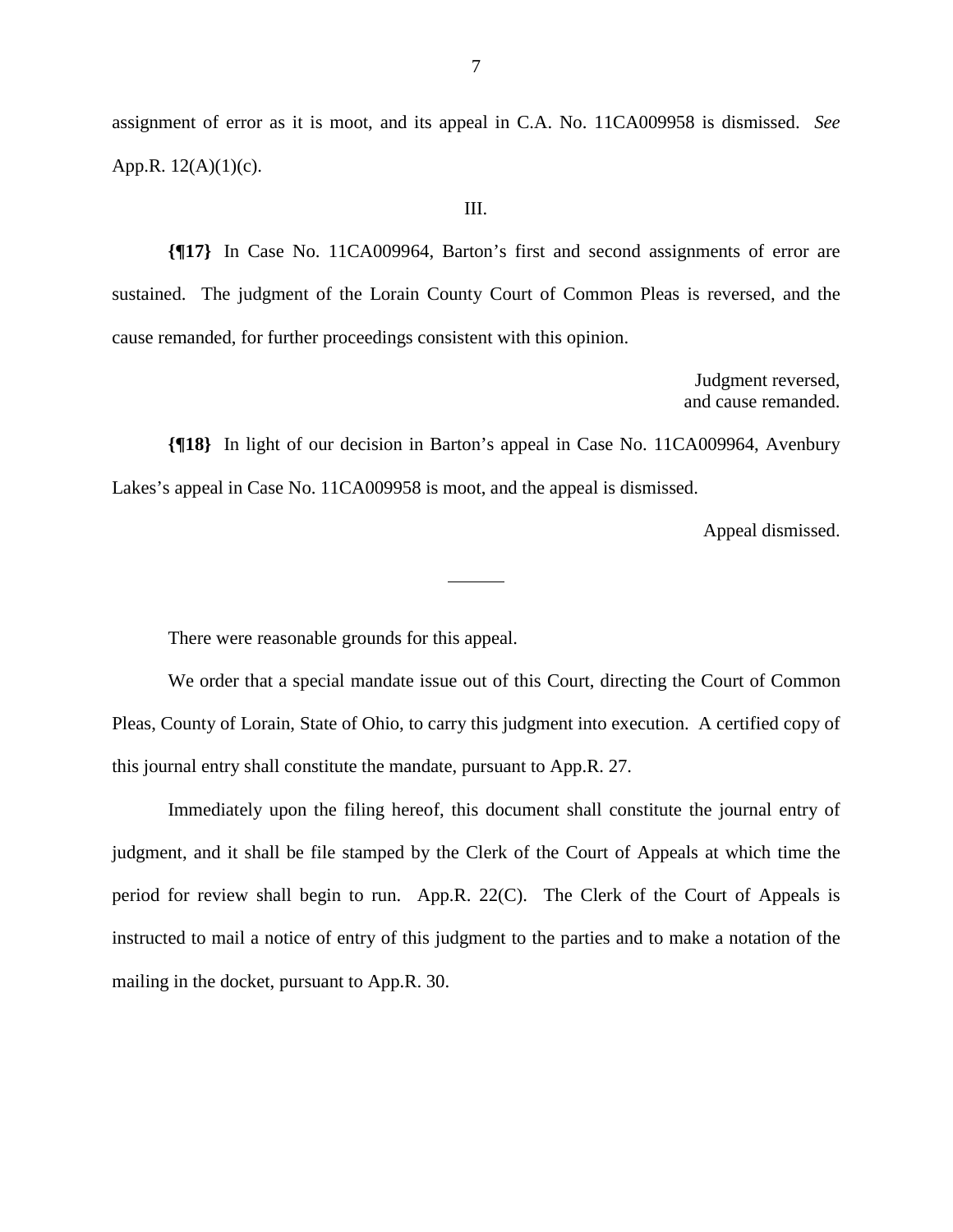assignment of error as it is moot, and its appeal in C.A. No. 11CA009958 is dismissed. *See* App.R. 12(A)(1)(c).

III.

**{¶17}** In Case No. 11CA009964, Barton's first and second assignments of error are sustained. The judgment of the Lorain County Court of Common Pleas is reversed, and the cause remanded, for further proceedings consistent with this opinion.

Judgment reversed,
and cause remanded.

**{¶18}** In light of our decision in Barton's appeal in Case No. 11CA009964, Avenbury Lakes's appeal in Case No. 11CA009958 is moot, and the appeal is dismissed.

Appeal dismissed.

---

There were reasonable grounds for this appeal.

We order that a special mandate issue out of this Court, directing the Court of Common Pleas, County of Lorain, State of Ohio, to carry this judgment into execution. A certified copy of this journal entry shall constitute the mandate, pursuant to App.R. 27.

Immediately upon the filing hereof, this document shall constitute the journal entry of judgment, and it shall be file stamped by the Clerk of the Court of Appeals at which time the period for review shall begin to run. App.R. 22(C). The Clerk of the Court of Appeals is instructed to mail a notice of entry of this judgment to the parties and to make a notation of the mailing in the docket, pursuant to App.R. 30.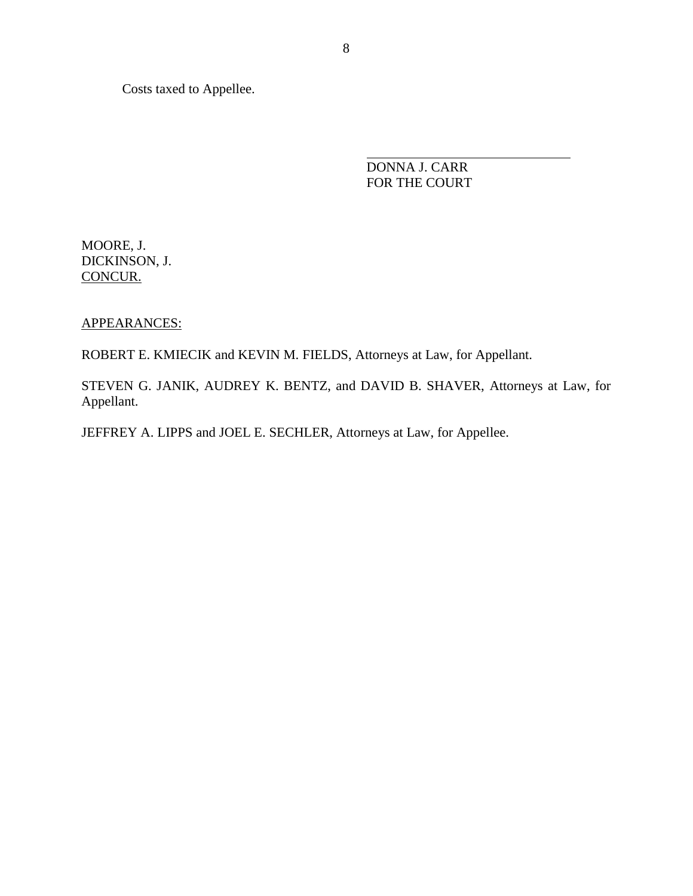Costs taxed to Appellee.

DONNA J. CARR
FOR THE COURT

MOORE, J.
DICKINSON, J.
CONCUR.

APPEARANCES:

ROBERT E. KMIECIK and KEVIN M. FIELDS, Attorneys at Law, for Appellant.

STEVEN G. JANIK, AUDREY K. BENTZ, and DAVID B. SHAVER, Attorneys at Law, for Appellant.

JEFFREY A. LIPPS and JOEL E. SECHLER, Attorneys at Law, for Appellee.